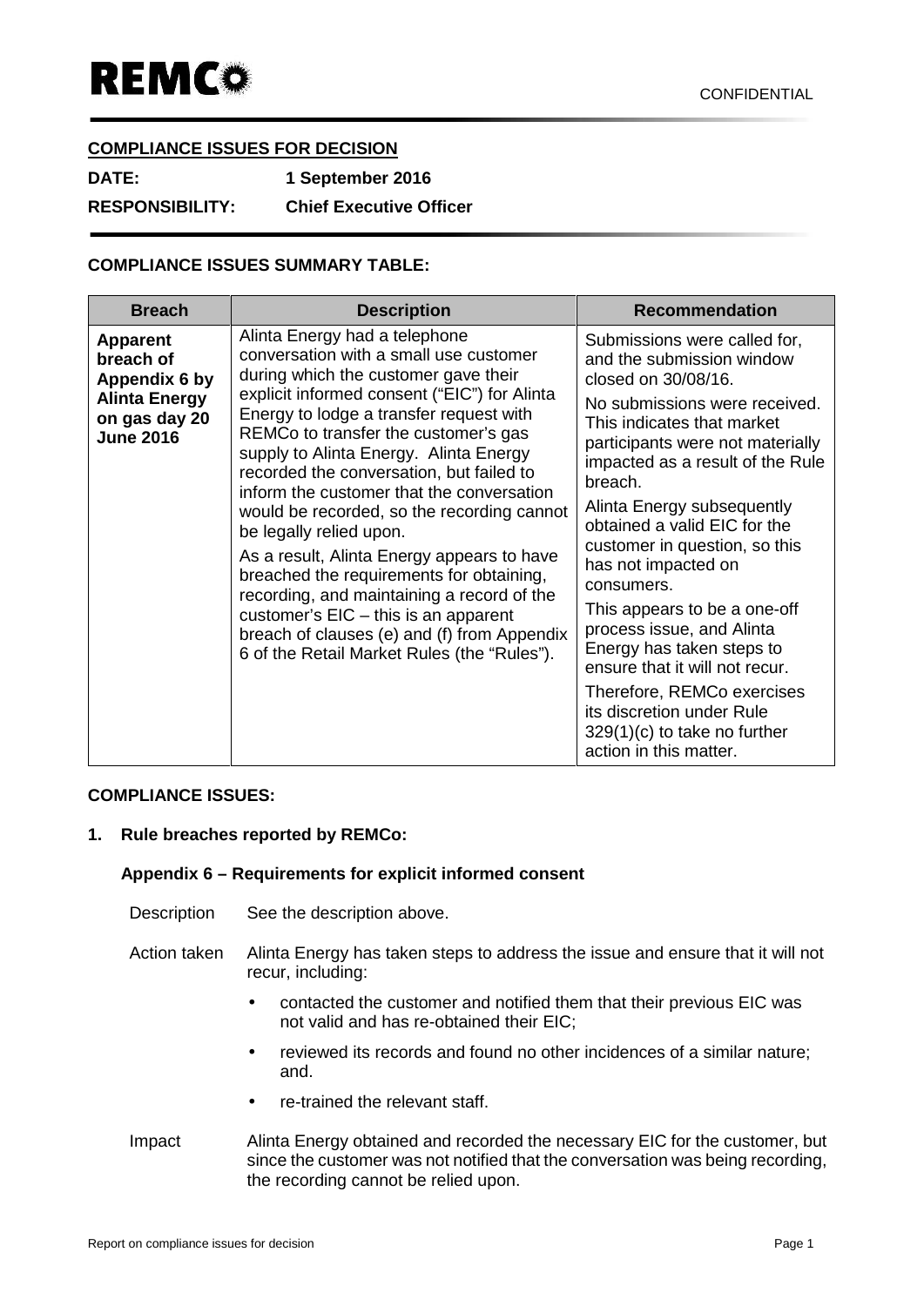REMCO

CONFIDENTIAL

**COMPLIANCE ISSUES FOR DECISION**

**DATE:** **1 September 2016**

**RESPONSIBILITY:** **Chief Executive Officer**

**COMPLIANCE ISSUES SUMMARY TABLE:**

| Breach | Description | Recommendation |
|---|---|---|
| **Apparent breach of Appendix 6 by Alinta Energy on gas day 20 June 2016** | Alinta Energy had a telephone conversation with a small use customer during which the customer gave their explicit informed consent ("EIC") for Alinta Energy to lodge a transfer request with REMCo to transfer the customer's gas supply to Alinta Energy. Alinta Energy recorded the conversation, but failed to inform the customer that the conversation would be recorded, so the recording cannot be legally relied upon.<br><br>As a result, Alinta Energy appears to have breached the requirements for obtaining, recording, and maintaining a record of the customer's EIC – this is an apparent breach of clauses (e) and (f) from Appendix 6 of the Retail Market Rules (the "Rules"). | Submissions were called for, and the submission window closed on 30/08/16.<br><br>No submissions were received. This indicates that market participants were not materially impacted as a result of the Rule breach.<br><br>Alinta Energy subsequently obtained a valid EIC for the customer in question, so this has not impacted on consumers.<br><br>This appears to be a one-off process issue, and Alinta Energy has taken steps to ensure that it will not recur.<br><br>Therefore, REMCo exercises its discretion under Rule 329(1)(c) to take no further action in this matter. |

**COMPLIANCE ISSUES:**

**1. Rule breaches reported by REMCo:**

**Appendix 6 – Requirements for explicit informed consent**

Description: See the description above.

Action taken: Alinta Energy has taken steps to address the issue and ensure that it will not recur, including:

- contacted the customer and notified them that their previous EIC was not valid and has re-obtained their EIC;
- reviewed its records and found no other incidences of a similar nature; and.
- re-trained the relevant staff.

Impact: Alinta Energy obtained and recorded the necessary EIC for the customer, but since the customer was not notified that the conversation was being recording, the recording cannot be relied upon.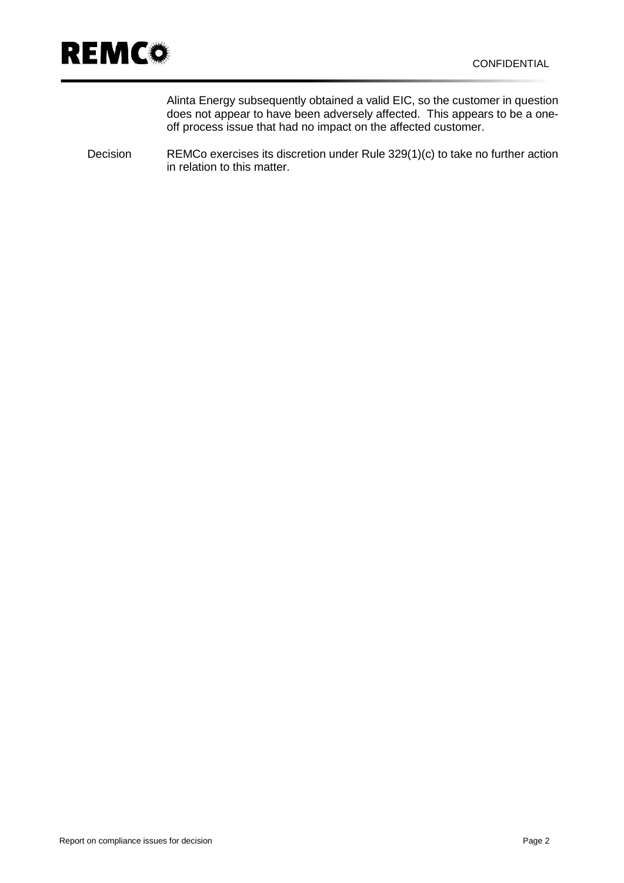Alinta Energy subsequently obtained a valid EIC, so the customer in question does not appear to have been adversely affected. This appears to be a one-off process issue that had no impact on the affected customer.

| | |
|---|---|
| Decision | REMCo exercises its discretion under Rule 329(1)(c) to take no further action in relation to this matter. |